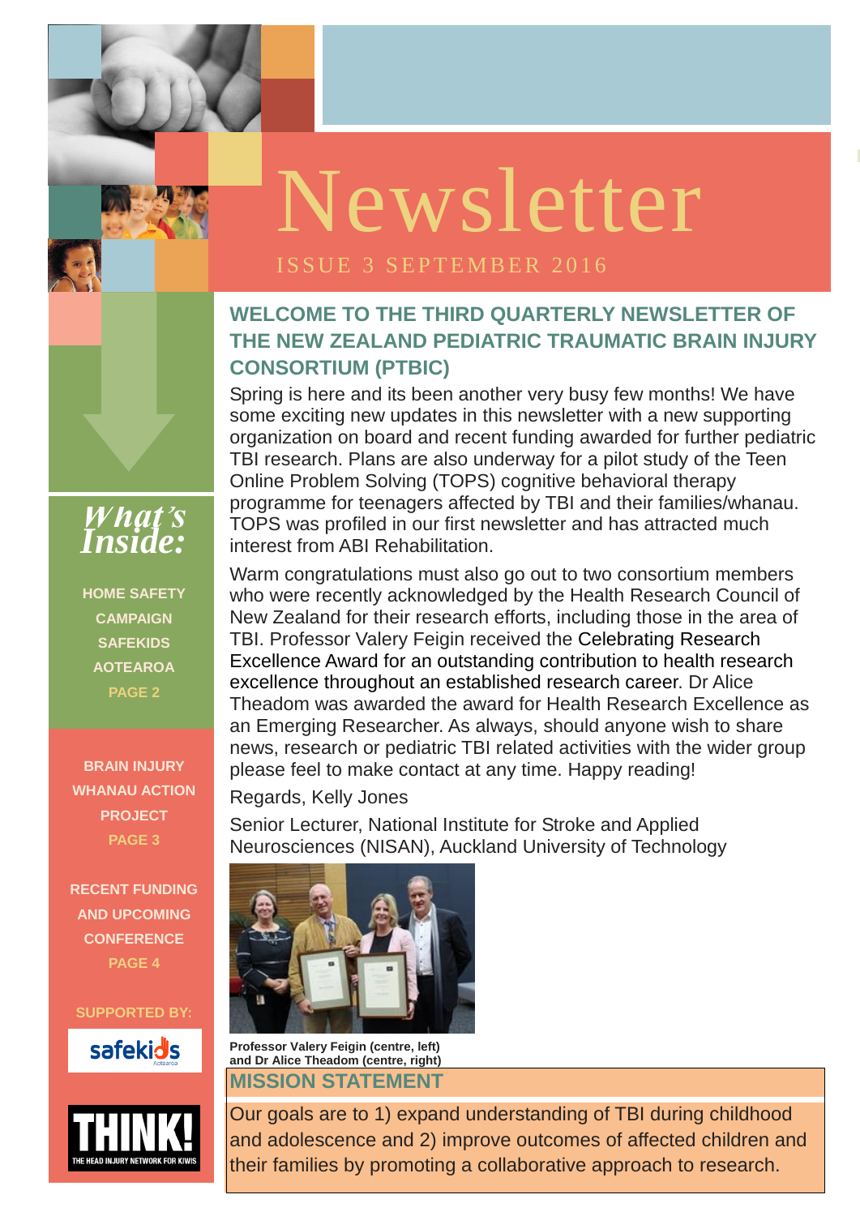# Newsletter

ISSUE 3 SEPTEMBER 2016

## *What's Inside:*

HOME SAFETY CAMPAIGN SAFEKIDS AOTEAROA
PAGE 2

BRAIN INJURY WHANAU ACTION PROJECT
PAGE 3

RECENT FUNDING AND UPCOMING CONFERENCE
PAGE 4

SUPPORTED BY:

safekids Aotearoa

THINK! THE HEAD INJURY NETWORK FOR KIWIS

## WELCOME TO THE THIRD QUARTERLY NEWSLETTER OF THE NEW ZEALAND PEDIATRIC TRAUMATIC BRAIN INJURY CONSORTIUM (PTBIC)

Spring is here and its been another very busy few months! We have some exciting new updates in this newsletter with a new supporting organization on board and recent funding awarded for further pediatric TBI research. Plans are also underway for a pilot study of the Teen Online Problem Solving (TOPS) cognitive behavioral therapy programme for teenagers affected by TBI and their families/whanau. TOPS was profiled in our first newsletter and has attracted much interest from ABI Rehabilitation.

Warm congratulations must also go out to two consortium members who were recently acknowledged by the Health Research Council of New Zealand for their research efforts, including those in the area of TBI. Professor Valery Feigin received the Celebrating Research Excellence Award for an outstanding contribution to health research excellence throughout an established research career. Dr Alice Theadom was awarded the award for Health Research Excellence as an Emerging Researcher. As always, should anyone wish to share news, research or pediatric TBI related activities with the wider group please feel to make contact at any time. Happy reading!

Regards, Kelly Jones

Senior Lecturer, National Institute for Stroke and Applied Neurosciences (NISAN), Auckland University of Technology

**Professor Valery Feigin (centre, left) and Dr Alice Theadom (centre, right)**

## MISSION STATEMENT

Our goals are to 1) expand understanding of TBI during childhood and adolescence and 2) improve outcomes of affected children and their families by promoting a collaborative approach to research.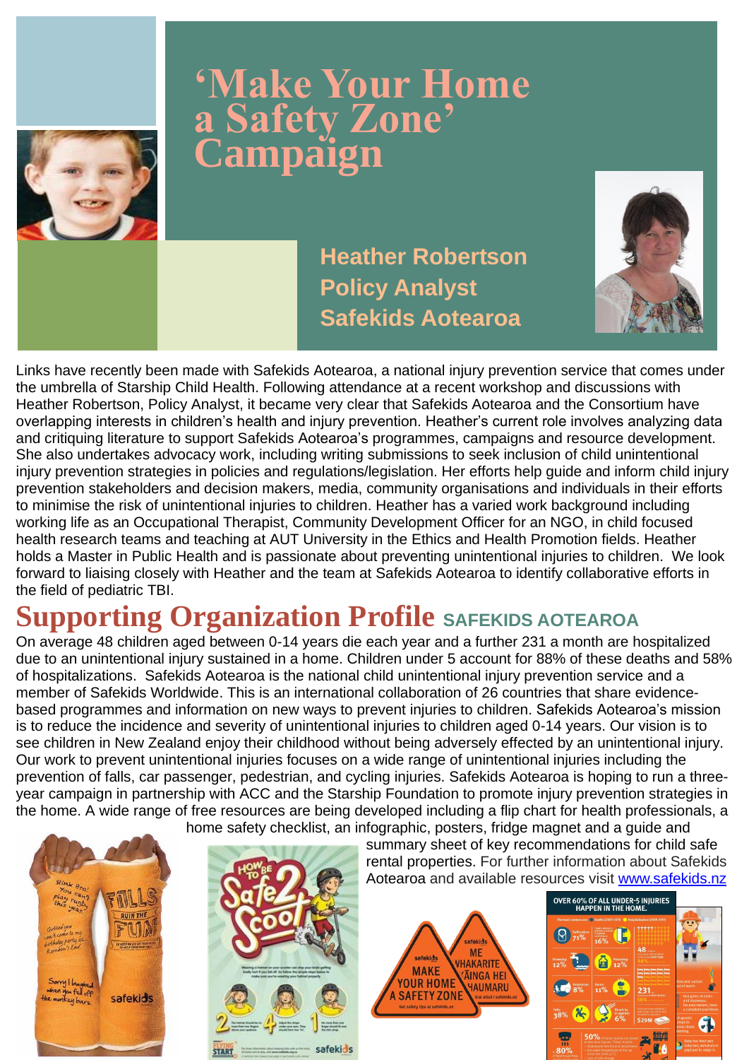# 'Make Your Home a Safety Zone' Campaign

**Heather Robertson**
**Policy Analyst**
**Safekids Aotearoa**

Links have recently been made with Safekids Aotearoa, a national injury prevention service that comes under the umbrella of Starship Child Health. Following attendance at a recent workshop and discussions with Heather Robertson, Policy Analyst, it became very clear that Safekids Aotearoa and the Consortium have overlapping interests in children's health and injury prevention. Heather's current role involves analyzing data and critiquing literature to support Safekids Aotearoa's programmes, campaigns and resource development. She also undertakes advocacy work, including writing submissions to seek inclusion of child unintentional injury prevention strategies in policies and regulations/legislation. Her efforts help guide and inform child injury prevention stakeholders and decision makers, media, community organisations and individuals in their efforts to minimise the risk of unintentional injuries to children. Heather has a varied work background including working life as an Occupational Therapist, Community Development Officer for an NGO, in child focused health research teams and teaching at AUT University in the Ethics and Health Promotion fields. Heather holds a Master in Public Health and is passionate about preventing unintentional injuries to children. We look forward to liaising closely with Heather and the team at Safekids Aotearoa to identify collaborative efforts in the field of pediatric TBI.

## Supporting Organization Profile SAFEKIDS AOTEAROA

On average 48 children aged between 0-14 years die each year and a further 231 a month are hospitalized due to an unintentional injury sustained in a home. Children under 5 account for 88% of these deaths and 58% of hospitalizations. Safekids Aotearoa is the national child unintentional injury prevention service and a member of Safekids Worldwide. This is an international collaboration of 26 countries that share evidence-based programmes and information on new ways to prevent injuries to children. Safekids Aotearoa's mission is to reduce the incidence and severity of unintentional injuries to children aged 0-14 years. Our vision is to see children in New Zealand enjoy their childhood without being adversely effected by an unintentional injury. Our work to prevent unintentional injuries focuses on a wide range of unintentional injuries including the prevention of falls, car passenger, pedestrian, and cycling injuries. Safekids Aotearoa is hoping to run a three-year campaign in partnership with ACC and the Starship Foundation to promote injury prevention strategies in the home. A wide range of free resources are being developed including a flip chart for health professionals, a home safety checklist, an infographic, posters, fridge magnet and a guide and summary sheet of key recommendations for child safe rental properties. For further information about Safekids Aotearoa and available resources visit www.safekids.nz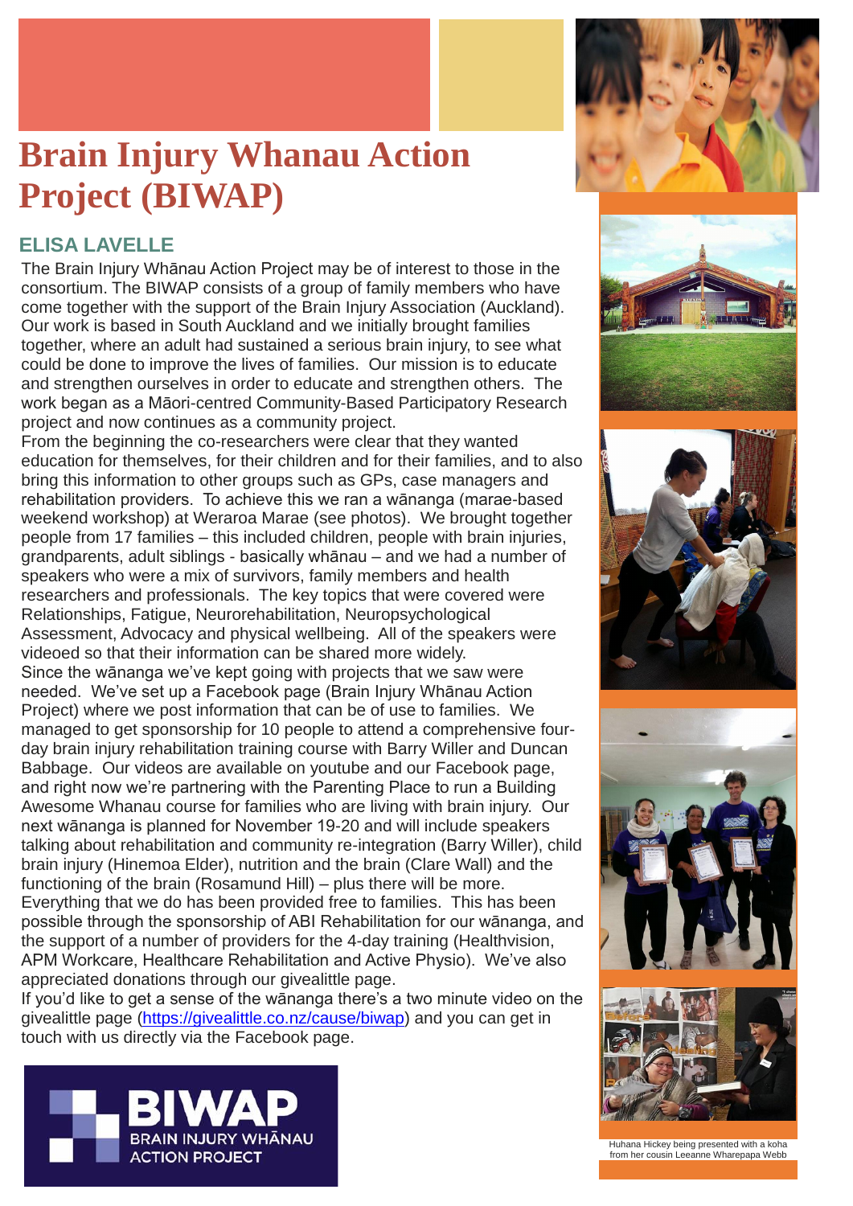# Brain Injury Whanau Action Project (BIWAP)

## ELISA LAVELLE

The Brain Injury Whānau Action Project may be of interest to those in the consortium. The BIWAP consists of a group of family members who have come together with the support of the Brain Injury Association (Auckland). Our work is based in South Auckland and we initially brought families together, where an adult had sustained a serious brain injury, to see what could be done to improve the lives of families. Our mission is to educate and strengthen ourselves in order to educate and strengthen others. The work began as a Māori-centred Community-Based Participatory Research project and now continues as a community project.

From the beginning the co-researchers were clear that they wanted education for themselves, for their children and for their families, and to also bring this information to other groups such as GPs, case managers and rehabilitation providers. To achieve this we ran a wānanga (marae-based weekend workshop) at Weraroa Marae (see photos). We brought together people from 17 families – this included children, people with brain injuries, grandparents, adult siblings - basically whānau – and we had a number of speakers who were a mix of survivors, family members and health researchers and professionals. The key topics that were covered were Relationships, Fatigue, Neurorehabilitation, Neuropsychological Assessment, Advocacy and physical wellbeing. All of the speakers were videoed so that their information can be shared more widely.

Since the wānanga we've kept going with projects that we saw were needed. We've set up a Facebook page (Brain Injury Whānau Action Project) where we post information that can be of use to families. We managed to get sponsorship for 10 people to attend a comprehensive four-day brain injury rehabilitation training course with Barry Willer and Duncan Babbage. Our videos are available on youtube and our Facebook page, and right now we're partnering with the Parenting Place to run a Building Awesome Whanau course for families who are living with brain injury. Our next wānanga is planned for November 19-20 and will include speakers talking about rehabilitation and community re-integration (Barry Willer), child brain injury (Hinemoa Elder), nutrition and the brain (Clare Wall) and the functioning of the brain (Rosamund Hill) – plus there will be more.

Everything that we do has been provided free to families. This has been possible through the sponsorship of ABI Rehabilitation for our wānanga, and the support of a number of providers for the 4-day training (Healthvision, APM Workcare, Healthcare Rehabilitation and Active Physio). We've also appreciated donations through our givealittle page.

If you'd like to get a sense of the wānanga there's a two minute video on the givealittle page (https://givealittle.co.nz/cause/biwap) and you can get in touch with us directly via the Facebook page.

BIWAP
BRAIN INJURY WHĀNAU ACTION PROJECT

Huhana Hickey being presented with a koha from her cousin Leeanne Wharepapa Webb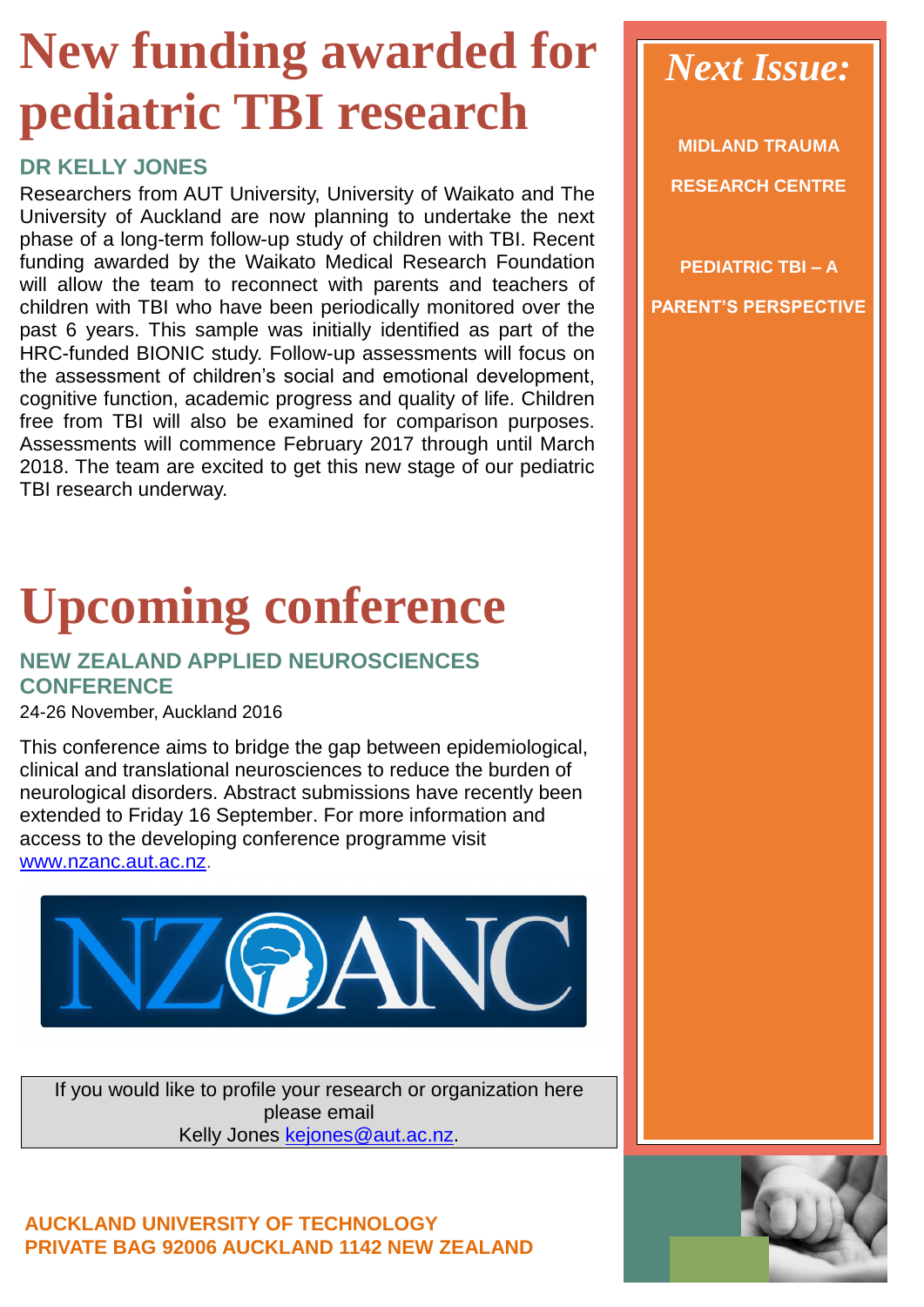# New funding awarded for pediatric TBI research

### DR KELLY JONES

Researchers from AUT University, University of Waikato and The University of Auckland are now planning to undertake the next phase of a long-term follow-up study of children with TBI. Recent funding awarded by the Waikato Medical Research Foundation will allow the team to reconnect with parents and teachers of children with TBI who have been periodically monitored over the past 6 years. This sample was initially identified as part of the HRC-funded BIONIC study. Follow-up assessments will focus on the assessment of children's social and emotional development, cognitive function, academic progress and quality of life. Children free from TBI will also be examined for comparison purposes. Assessments will commence February 2017 through until March 2018. The team are excited to get this new stage of our pediatric TBI research underway.

# Upcoming conference

### NEW ZEALAND APPLIED NEUROSCIENCES CONFERENCE

24-26 November, Auckland 2016

This conference aims to bridge the gap between epidemiological, clinical and translational neurosciences to reduce the burden of neurological disorders. Abstract submissions have recently been extended to Friday 16 September. For more information and access to the developing conference programme visit www.nzanc.aut.ac.nz.

NZANC

If you would like to profile your research or organization here please email Kelly Jones kejones@aut.ac.nz.

**AUCKLAND UNIVERSITY OF TECHNOLOGY**
**PRIVATE BAG 92006 AUCKLAND 1142 NEW ZEALAND**

## *Next Issue:*

**MIDLAND TRAUMA RESEARCH CENTRE**

**PEDIATRIC TBI – A PARENT'S PERSPECTIVE**